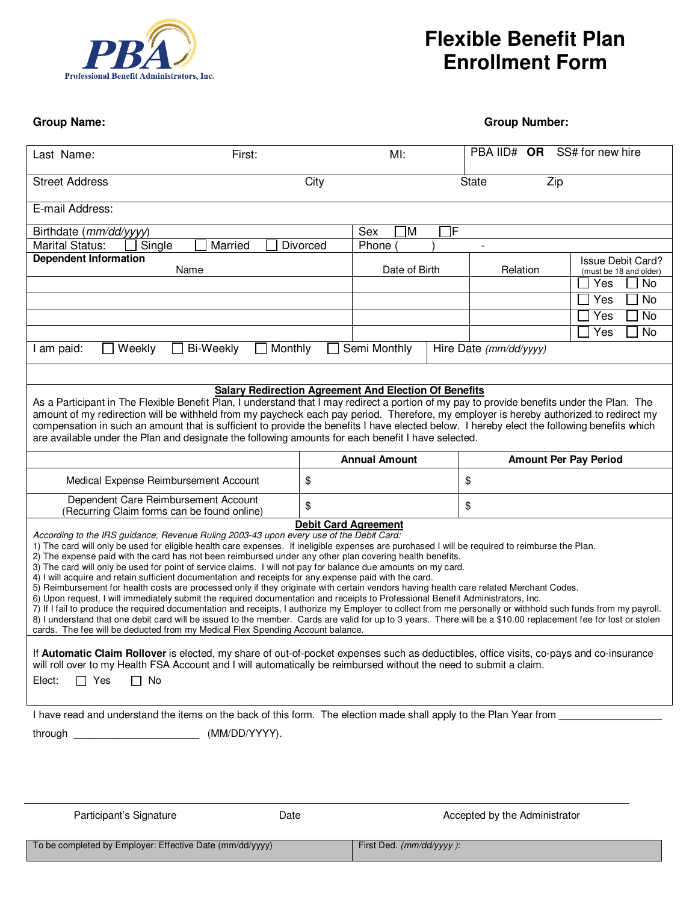PBA
Professional Benefit Administrators, Inc.

# Flexible Benefit Plan Enrollment Form

**Group Name:** **Group Number:**

| Last Name: | First: | MI: | PBA IID# **OR** SS# for new hire |
|---|---|---|---|
| Street Address | City | State | Zip |

E-mail Address:

Birthdate (*mm/dd/yyyy*) Sex ☐M ☐F

Marital Status: ☐ Single ☐ Married ☐ Divorced Phone ( ) -

| **Dependent Information** Name | Date of Birth | Relation | Issue Debit Card? (must be 18 and older) |
|---|---|---|---|
| | | | ☐ Yes ☐ No |
| | | | ☐ Yes ☐ No |
| | | | ☐ Yes ☐ No |
| | | | ☐ Yes ☐ No |

I am paid: ☐ Weekly ☐ Bi-Weekly ☐ Monthly ☐ Semi Monthly Hire Date (*mm/dd/yyyy*)

## Salary Redirection Agreement And Election Of Benefits

As a Participant in The Flexible Benefit Plan, I understand that I may redirect a portion of my pay to provide benefits under the Plan. The amount of my redirection will be withheld from my paycheck each pay period. Therefore, my employer is hereby authorized to redirect my compensation in such an amount that is sufficient to provide the benefits I have elected below. I hereby elect the following benefits which are available under the Plan and designate the following amounts for each benefit I have selected.

| | **Annual Amount** | **Amount Per Pay Period** |
|---|---|---|
| Medical Expense Reimbursement Account | $ | $ |
| Dependent Care Reimbursement Account (Recurring Claim forms can be found online) | $ | $ |

## Debit Card Agreement

*According to the IRS guidance, Revenue Ruling 2003-43 upon every use of the Debit Card:*

1) The card will only be used for eligible health care expenses. If ineligible expenses are purchased I will be required to reimburse the Plan.
2) The expense paid with the card has not been reimbursed under any other plan covering health benefits.
3) The card will only be used for point of service claims. I will not pay for balance due amounts on my card.
4) I will acquire and retain sufficient documentation and receipts for any expense paid with the card.
5) Reimbursement for health costs are processed only if they originate with certain vendors having health care related Merchant Codes.
6) Upon request, I will immediately submit the required documentation and receipts to Professional Benefit Administrators, Inc.
7) If I fail to produce the required documentation and receipts, I authorize my Employer to collect from me personally or withhold such funds from my payroll.
8) I understand that one debit card will be issued to the member. Cards are valid for up to 3 years. There will be a $10.00 replacement fee for lost or stolen cards. The fee will be deducted from my Medical Flex Spending Account balance.

If **Automatic Claim Rollover** is elected, my share of out-of-pocket expenses such as deductibles, office visits, co-pays and co-insurance will roll over to my Health FSA Account and I will automatically be reimbursed without the need to submit a claim.

Elect: ☐ Yes ☐ No

I have read and understand the items on the back of this form. The election made shall apply to the Plan Year from ________________

through ____________________ (MM/DD/YYYY).

Participant's Signature Date Accepted by the Administrator

| To be completed by Employer: Effective Date (mm/dd/yyyy) | First Ded. (*mm/dd/yyyy*): |
|---|---|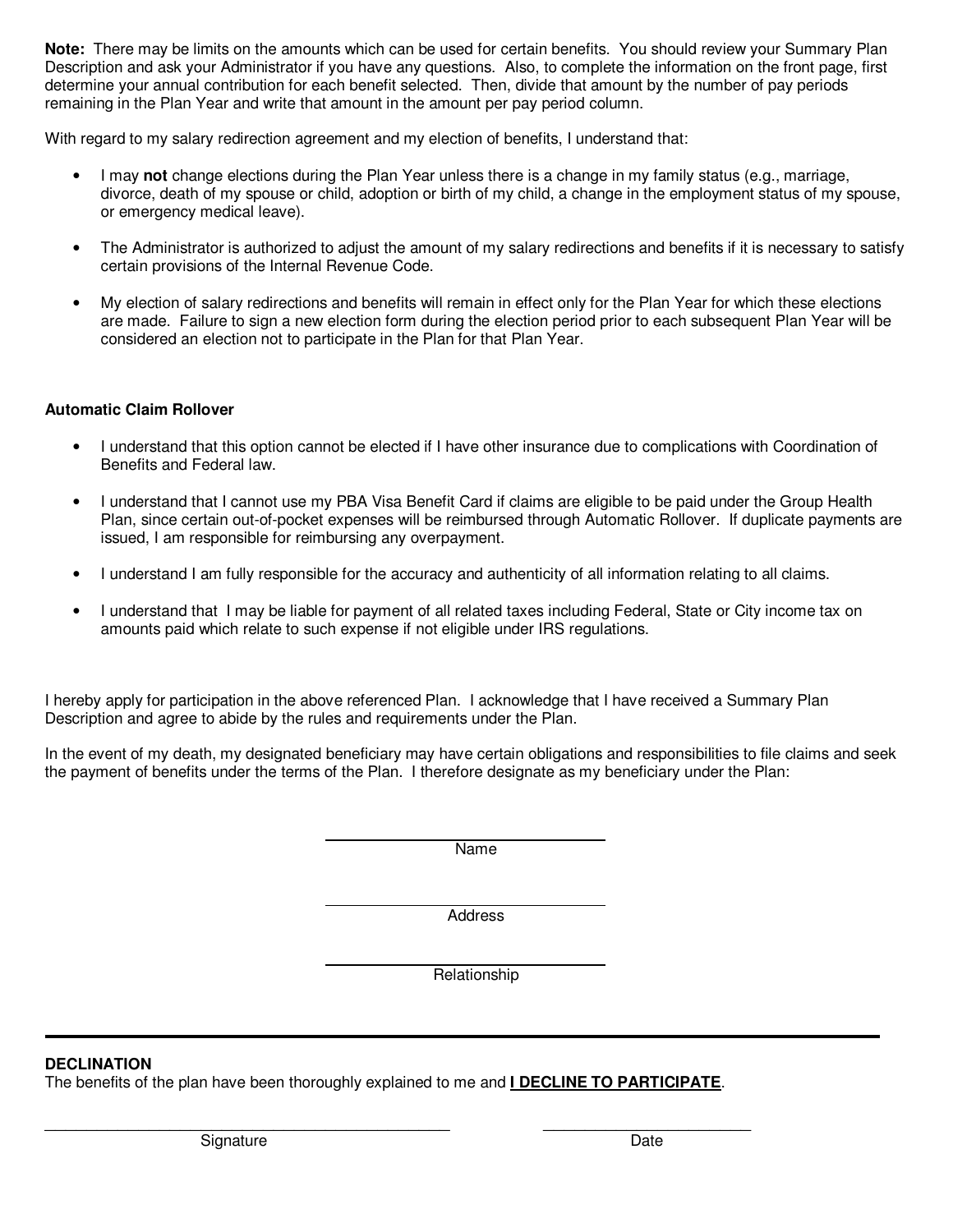**Note:** There may be limits on the amounts which can be used for certain benefits. You should review your Summary Plan Description and ask your Administrator if you have any questions. Also, to complete the information on the front page, first determine your annual contribution for each benefit selected. Then, divide that amount by the number of pay periods remaining in the Plan Year and write that amount in the amount per pay period column.

With regard to my salary redirection agreement and my election of benefits, I understand that:

- I may **not** change elections during the Plan Year unless there is a change in my family status (e.g., marriage, divorce, death of my spouse or child, adoption or birth of my child, a change in the employment status of my spouse, or emergency medical leave).
- The Administrator is authorized to adjust the amount of my salary redirections and benefits if it is necessary to satisfy certain provisions of the Internal Revenue Code.
- My election of salary redirections and benefits will remain in effect only for the Plan Year for which these elections are made. Failure to sign a new election form during the election period prior to each subsequent Plan Year will be considered an election not to participate in the Plan for that Plan Year.

**Automatic Claim Rollover**

- I understand that this option cannot be elected if I have other insurance due to complications with Coordination of Benefits and Federal law.
- I understand that I cannot use my PBA Visa Benefit Card if claims are eligible to be paid under the Group Health Plan, since certain out-of-pocket expenses will be reimbursed through Automatic Rollover. If duplicate payments are issued, I am responsible for reimbursing any overpayment.
- I understand I am fully responsible for the accuracy and authenticity of all information relating to all claims.
- I understand that I may be liable for payment of all related taxes including Federal, State or City income tax on amounts paid which relate to such expense if not eligible under IRS regulations.

I hereby apply for participation in the above referenced Plan. I acknowledge that I have received a Summary Plan Description and agree to abide by the rules and requirements under the Plan.

In the event of my death, my designated beneficiary may have certain obligations and responsibilities to file claims and seek the payment of benefits under the terms of the Plan. I therefore designate as my beneficiary under the Plan:

\_\_\_\_\_\_\_\_\_\_\_\_\_\_\_\_\_\_\_\_\_\_\_\_\_\_\_\_\_\_
Name

\_\_\_\_\_\_\_\_\_\_\_\_\_\_\_\_\_\_\_\_\_\_\_\_\_\_\_\_\_\_
Address

\_\_\_\_\_\_\_\_\_\_\_\_\_\_\_\_\_\_\_\_\_\_\_\_\_\_\_\_\_\_
Relationship

---

**DECLINATION**

The benefits of the plan have been thoroughly explained to me and **<u>I DECLINE TO PARTICIPATE</u>**.

\_\_\_\_\_\_\_\_\_\_\_\_\_\_\_\_\_\_\_\_\_\_\_\_\_\_\_\_\_\_\_\_\_\_\_\_\_\_\_\_ \_\_\_\_\_\_\_\_\_\_\_\_\_\_\_\_\_\_\_\_\_\_\_\_
Signature Date